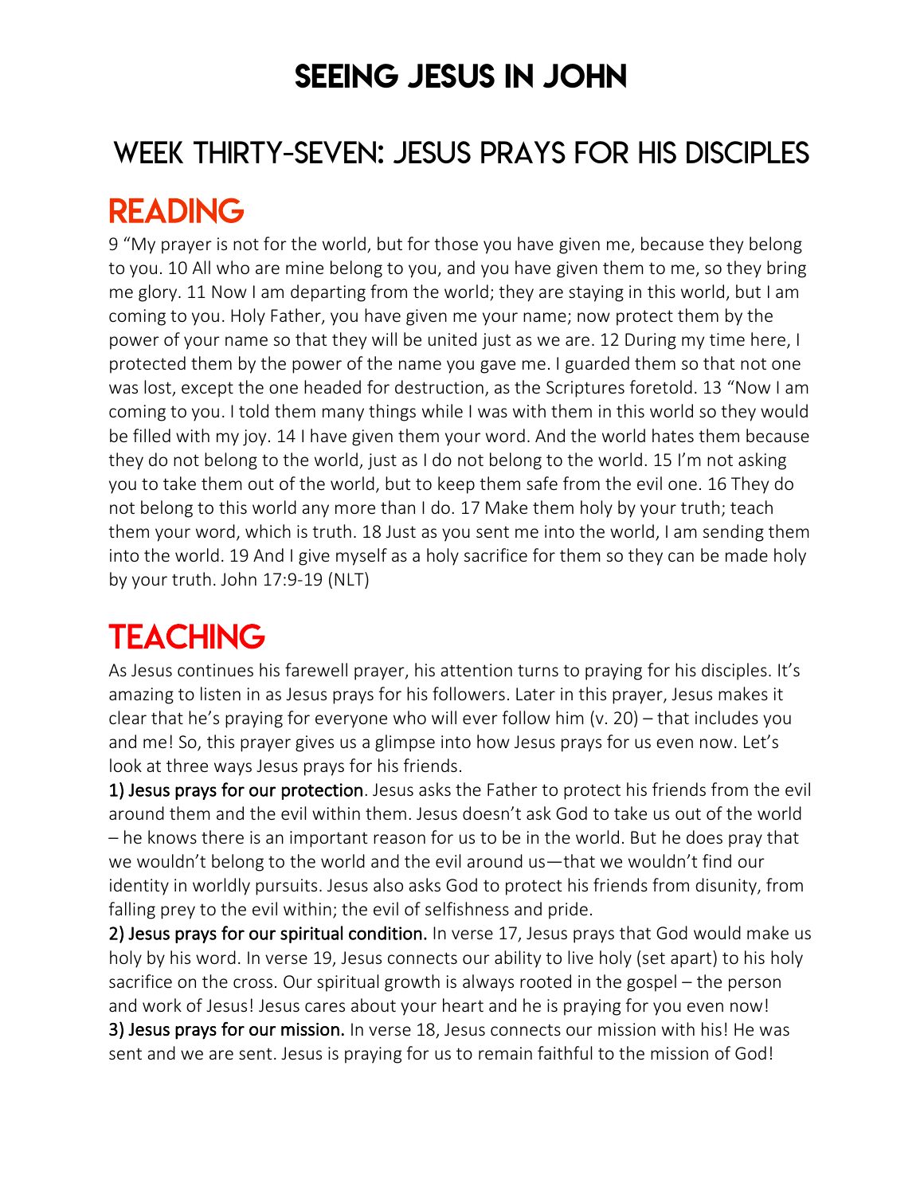# SEEING JESUS IN JOHN

## WEEK THIRTY-SEVEN: JESUS PRAYS FOR HIS DISCIPLES

## READING

9 "My prayer is not for the world, but for those you have given me, because they belong to you. 10 All who are mine belong to you, and you have given them to me, so they bring me glory. 11 Now I am departing from the world; they are staying in this world, but I am coming to you. Holy Father, you have given me your name; now protect them by the power of your name so that they will be united just as we are. 12 During my time here, I protected them by the power of the name you gave me. I guarded them so that not one was lost, except the one headed for destruction, as the Scriptures foretold. 13 "Now I am coming to you. I told them many things while I was with them in this world so they would be filled with my joy. 14 I have given them your word. And the world hates them because they do not belong to the world, just as I do not belong to the world. 15 I'm not asking you to take them out of the world, but to keep them safe from the evil one. 16 They do not belong to this world any more than I do. 17 Make them holy by your truth; teach them your word, which is truth. 18 Just as you sent me into the world, I am sending them into the world. 19 And I give myself as a holy sacrifice for them so they can be made holy by your truth. John 17:9-19 (NLT)

## TEACHING

As Jesus continues his farewell prayer, his attention turns to praying for his disciples. It's amazing to listen in as Jesus prays for his followers. Later in this prayer, Jesus makes it clear that he's praying for everyone who will ever follow him (v. 20) – that includes you and me! So, this prayer gives us a glimpse into how Jesus prays for us even now. Let's look at three ways Jesus prays for his friends.

**1) Jesus prays for our protection**. Jesus asks the Father to protect his friends from the evil around them and the evil within them. Jesus doesn't ask God to take us out of the world – he knows there is an important reason for us to be in the world. But he does pray that we wouldn't belong to the world and the evil around us—that we wouldn't find our identity in worldly pursuits. Jesus also asks God to protect his friends from disunity, from falling prey to the evil within; the evil of selfishness and pride.

**2) Jesus prays for our spiritual condition.** In verse 17, Jesus prays that God would make us holy by his word. In verse 19, Jesus connects our ability to live holy (set apart) to his holy sacrifice on the cross. Our spiritual growth is always rooted in the gospel – the person and work of Jesus! Jesus cares about your heart and he is praying for you even now!

**3) Jesus prays for our mission.** In verse 18, Jesus connects our mission with his! He was sent and we are sent. Jesus is praying for us to remain faithful to the mission of God!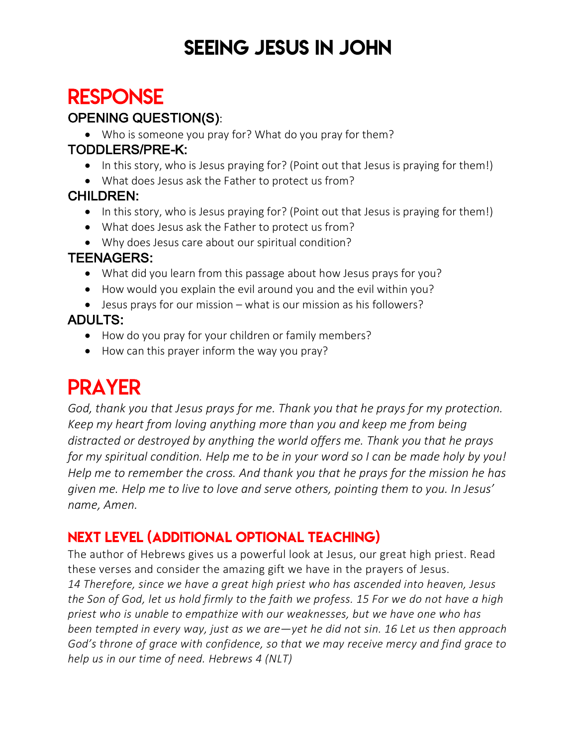# SEEING JESUS IN JOHN

## RESPONSE

### OPENING QUESTION(S):

- Who is someone you pray for? What do you pray for them?

### TODDLERS/PRE-K:

- In this story, who is Jesus praying for? (Point out that Jesus is praying for them!)
- What does Jesus ask the Father to protect us from?

### CHILDREN:

- In this story, who is Jesus praying for? (Point out that Jesus is praying for them!)
- What does Jesus ask the Father to protect us from?
- Why does Jesus care about our spiritual condition?

### TEENAGERS:

- What did you learn from this passage about how Jesus prays for you?
- How would you explain the evil around you and the evil within you?
- Jesus prays for our mission – what is our mission as his followers?

### ADULTS:

- How do you pray for your children or family members?
- How can this prayer inform the way you pray?

## PRAYER

*God, thank you that Jesus prays for me. Thank you that he prays for my protection. Keep my heart from loving anything more than you and keep me from being distracted or destroyed by anything the world offers me. Thank you that he prays for my spiritual condition. Help me to be in your word so I can be made holy by you! Help me to remember the cross. And thank you that he prays for the mission he has given me. Help me to live to love and serve others, pointing them to you. In Jesus' name, Amen.*

### NEXT LEVEL (ADDITIONAL OPTIONAL TEACHING)

The author of Hebrews gives us a powerful look at Jesus, our great high priest. Read these verses and consider the amazing gift we have in the prayers of Jesus.

*14 Therefore, since we have a great high priest who has ascended into heaven, Jesus the Son of God, let us hold firmly to the faith we profess. 15 For we do not have a high priest who is unable to empathize with our weaknesses, but we have one who has been tempted in every way, just as we are—yet he did not sin. 16 Let us then approach God's throne of grace with confidence, so that we may receive mercy and find grace to help us in our time of need. Hebrews 4 (NLT)*